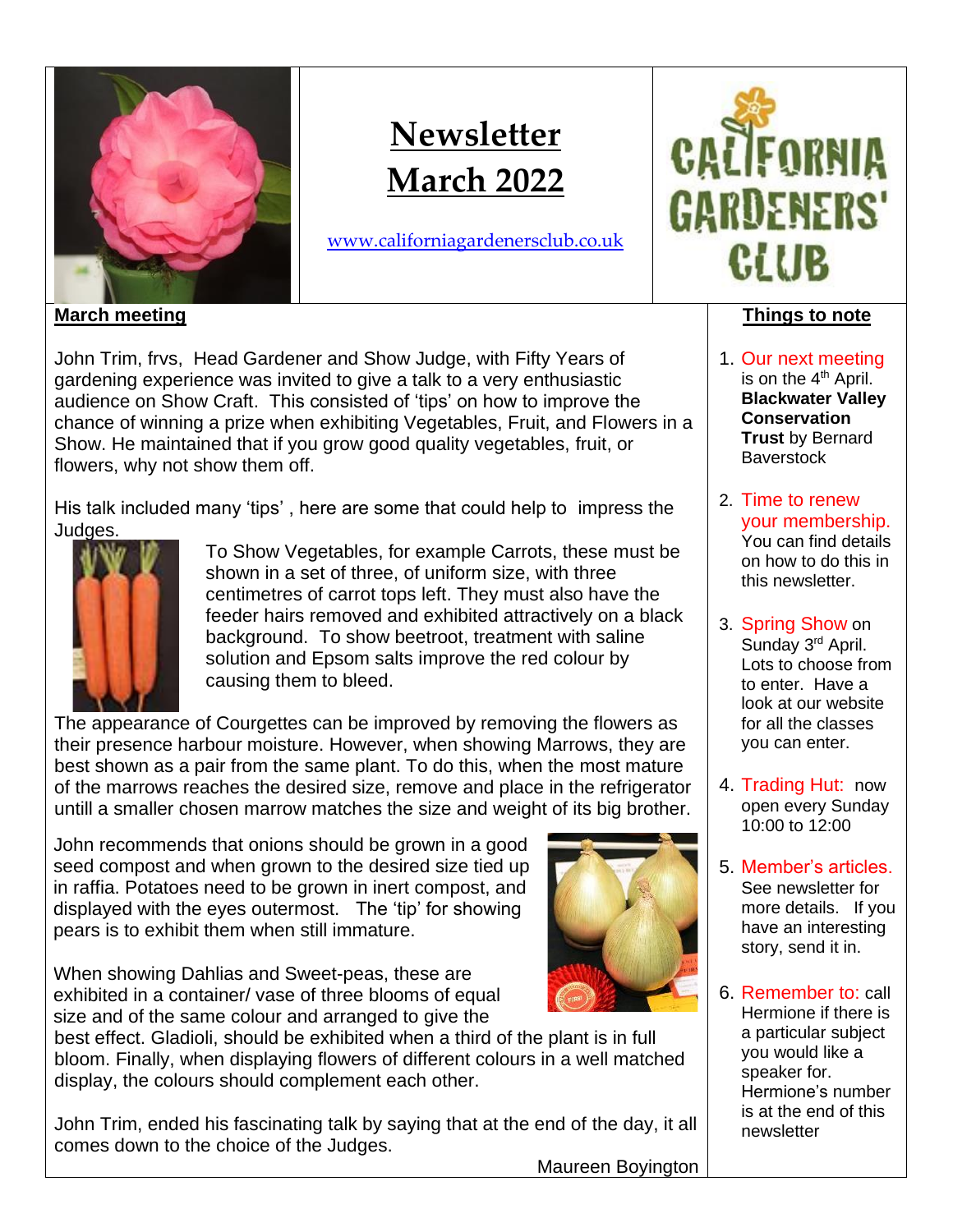# Newsletter March 2022

www.californiagardenersclub.co.uk

CALIFORNIA GARDENERS' CLUB

## March meeting

John Trim, frvs, Head Gardener and Show Judge, with Fifty Years of gardening experience was invited to give a talk to a very enthusiastic audience on Show Craft. This consisted of 'tips' on how to improve the chance of winning a prize when exhibiting Vegetables, Fruit, and Flowers in a Show. He maintained that if you grow good quality vegetables, fruit, or flowers, why not show them off.

His talk included many 'tips' , here are some that could help to impress the Judges.

To Show Vegetables, for example Carrots, these must be shown in a set of three, of uniform size, with three centimetres of carrot tops left. They must also have the feeder hairs removed and exhibited attractively on a black background. To show beetroot, treatment with saline solution and Epsom salts improve the red colour by causing them to bleed.

The appearance of Courgettes can be improved by removing the flowers as their presence harbour moisture. However, when showing Marrows, they are best shown as a pair from the same plant. To do this, when the most mature of the marrows reaches the desired size, remove and place in the refrigerator untill a smaller chosen marrow matches the size and weight of its big brother.

John recommends that onions should be grown in a good seed compost and when grown to the desired size tied up in raffia. Potatoes need to be grown in inert compost, and displayed with the eyes outermost. The 'tip' for showing pears is to exhibit them when still immature.

When showing Dahlias and Sweet-peas, these are exhibited in a container/ vase of three blooms of equal size and of the same colour and arranged to give the best effect. Gladioli, should be exhibited when a third of the plant is in full bloom. Finally, when displaying flowers of different colours in a well matched display, the colours should complement each other.

John Trim, ended his fascinating talk by saying that at the end of the day, it all comes down to the choice of the Judges.

Maureen Boyington

## Things to note

1. Our next meeting is on the 4th April. **Blackwater Valley Conservation Trust** by Bernard Baverstock
2. Time to renew your membership. You can find details on how to do this in this newsletter.
3. Spring Show on Sunday 3rd April. Lots to choose from to enter. Have a look at our website for all the classes you can enter.
4. Trading Hut: now open every Sunday 10:00 to 12:00
5. Member's articles. See newsletter for more details. If you have an interesting story, send it in.
6. Remember to: call Hermione if there is a particular subject you would like a speaker for. Hermione's number is at the end of this newsletter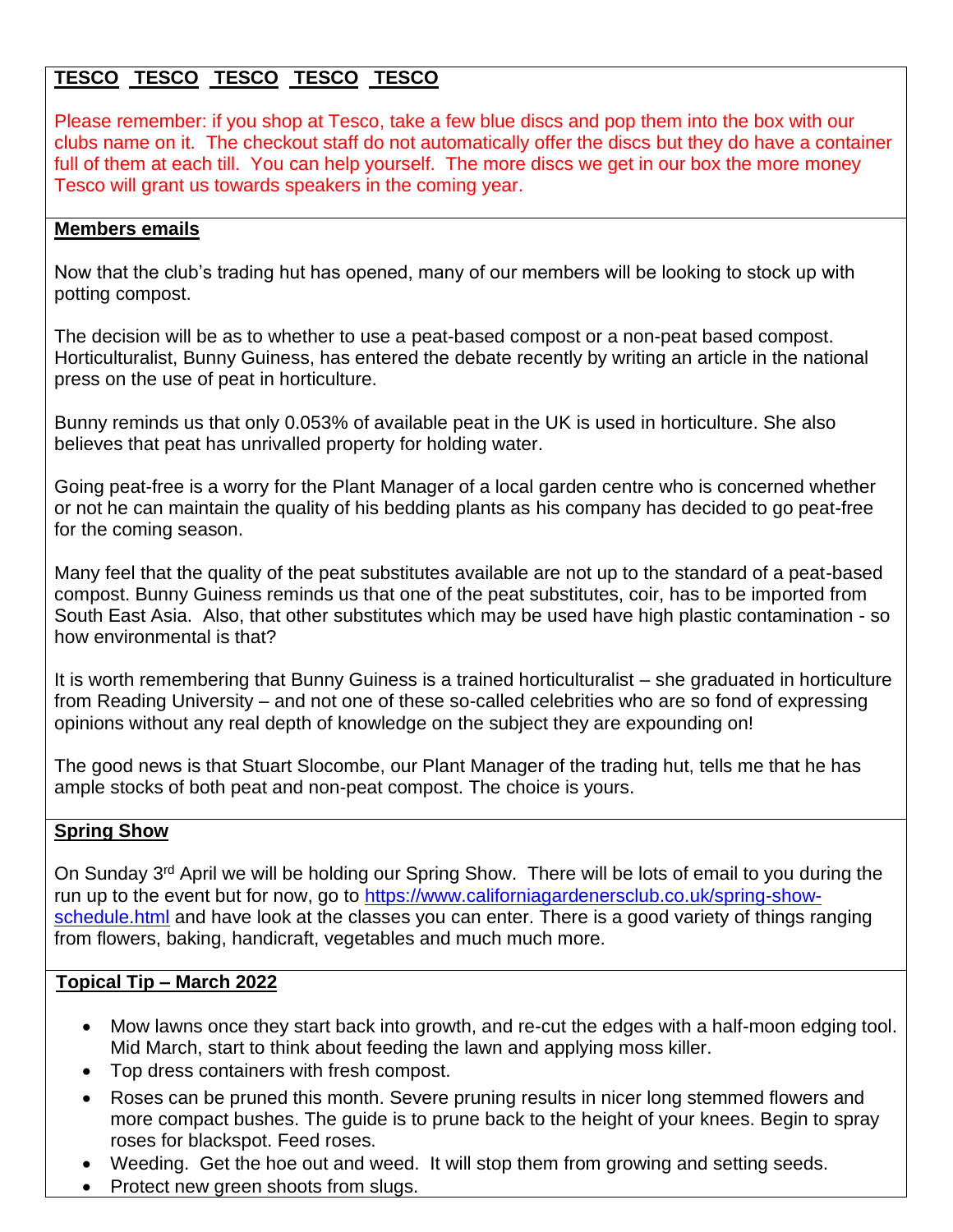## TESCO TESCO TESCO TESCO TESCO

Please remember: if you shop at Tesco, take a few blue discs and pop them into the box with our clubs name on it. The checkout staff do not automatically offer the discs but they do have a container full of them at each till. You can help yourself. The more discs we get in our box the more money Tesco will grant us towards speakers in the coming year.

## Members emails

Now that the club's trading hut has opened, many of our members will be looking to stock up with potting compost.

The decision will be as to whether to use a peat-based compost or a non-peat based compost. Horticulturalist, Bunny Guiness, has entered the debate recently by writing an article in the national press on the use of peat in horticulture.

Bunny reminds us that only 0.053% of available peat in the UK is used in horticulture. She also believes that peat has unrivalled property for holding water.

Going peat-free is a worry for the Plant Manager of a local garden centre who is concerned whether or not he can maintain the quality of his bedding plants as his company has decided to go peat-free for the coming season.

Many feel that the quality of the peat substitutes available are not up to the standard of a peat-based compost. Bunny Guiness reminds us that one of the peat substitutes, coir, has to be imported from South East Asia. Also, that other substitutes which may be used have high plastic contamination - so how environmental is that?

It is worth remembering that Bunny Guiness is a trained horticulturalist – she graduated in horticulture from Reading University – and not one of these so-called celebrities who are so fond of expressing opinions without any real depth of knowledge on the subject they are expounding on!

The good news is that Stuart Slocombe, our Plant Manager of the trading hut, tells me that he has ample stocks of both peat and non-peat compost. The choice is yours.

## Spring Show

On Sunday 3rd April we will be holding our Spring Show. There will be lots of email to you during the run up to the event but for now, go to https://www.californiagardenersclub.co.uk/spring-show-schedule.html and have look at the classes you can enter. There is a good variety of things ranging from flowers, baking, handicraft, vegetables and much much more.

## Topical Tip – March 2022

- Mow lawns once they start back into growth, and re-cut the edges with a half-moon edging tool. Mid March, start to think about feeding the lawn and applying moss killer.
- Top dress containers with fresh compost.
- Roses can be pruned this month. Severe pruning results in nicer long stemmed flowers and more compact bushes. The guide is to prune back to the height of your knees. Begin to spray roses for blackspot. Feed roses.
- Weeding. Get the hoe out and weed. It will stop them from growing and setting seeds.
- Protect new green shoots from slugs.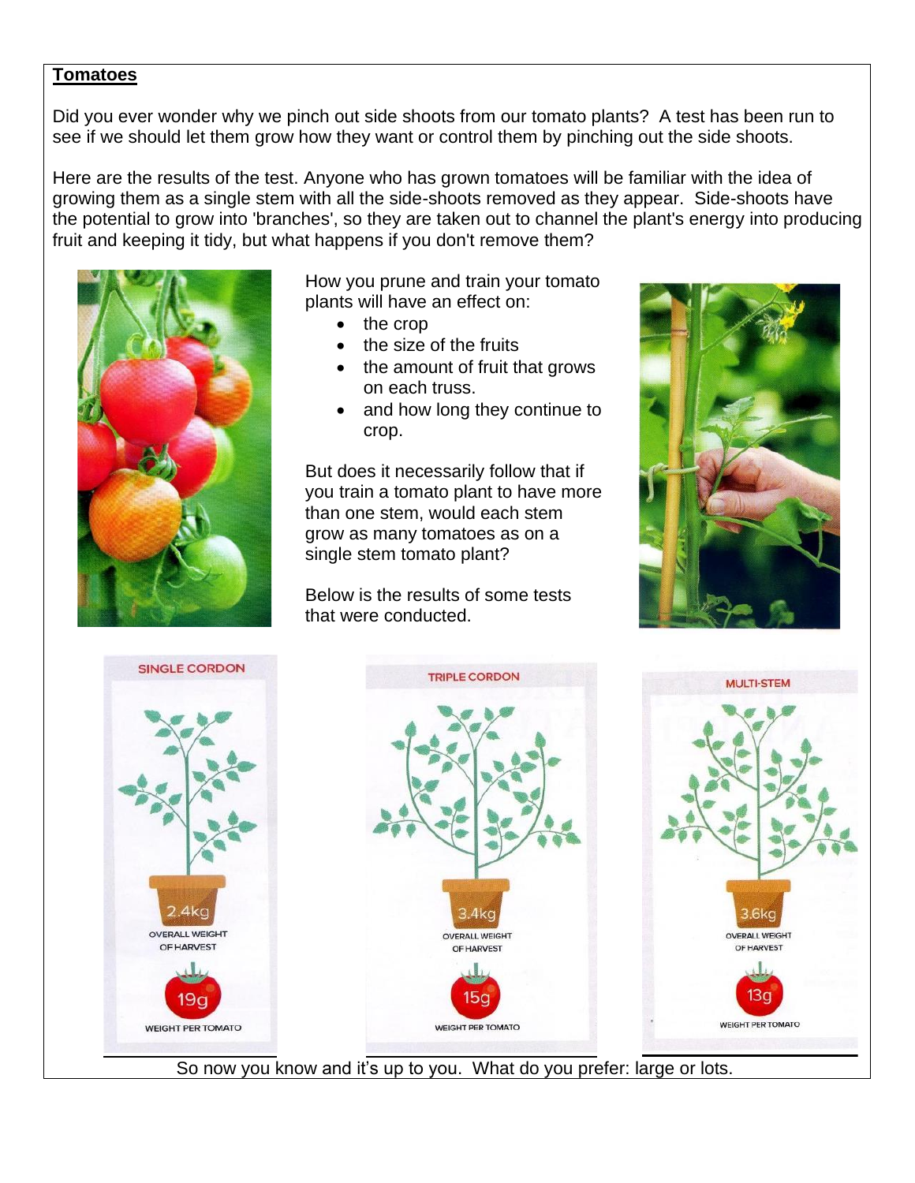## Tomatoes

Did you ever wonder why we pinch out side shoots from our tomato plants? A test has been run to see if we should let them grow how they want or control them by pinching out the side shoots.

Here are the results of the test. Anyone who has grown tomatoes will be familiar with the idea of growing them as a single stem with all the side-shoots removed as they appear. Side-shoots have the potential to grow into 'branches', so they are taken out to channel the plant's energy into producing fruit and keeping it tidy, but what happens if you don't remove them?

How you prune and train your tomato plants will have an effect on:

- the crop
- the size of the fruits
- the amount of fruit that grows on each truss.
- and how long they continue to crop.

But does it necessarily follow that if you train a tomato plant to have more than one stem, would each stem grow as many tomatoes as on a single stem tomato plant?

Below is the results of some tests that were conducted.

| | SINGLE CORDON | TRIPLE CORDON | MULTI-STEM |
|---|---|---|---|
| OVERALL WEIGHT OF HARVEST | 2.4kg | 3.4kg | 3.6kg |
| WEIGHT PER TOMATO | 19g | 15g | 13g |

So now you know and it's up to you. What do you prefer: large or lots.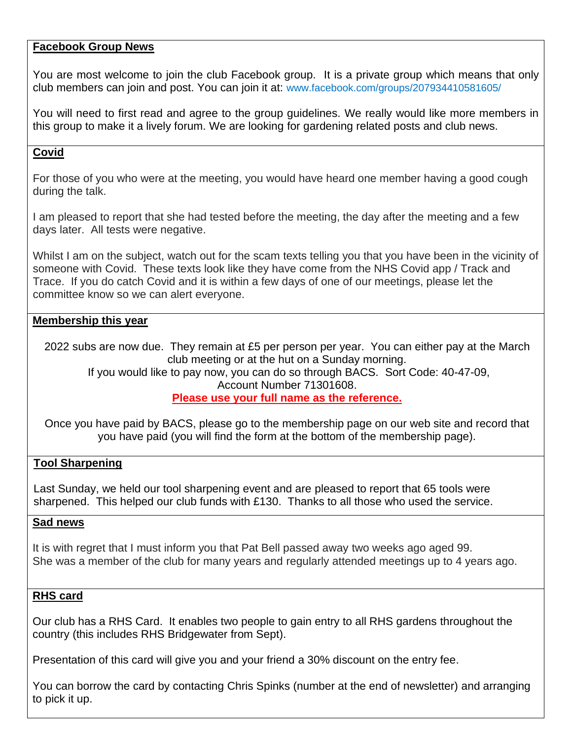## Facebook Group News

You are most welcome to join the club Facebook group. It is a private group which means that only club members can join and post. You can join it at: www.facebook.com/groups/207934410581605/

You will need to first read and agree to the group guidelines. We really would like more members in this group to make it a lively forum. We are looking for gardening related posts and club news.

## Covid

For those of you who were at the meeting, you would have heard one member having a good cough during the talk.

I am pleased to report that she had tested before the meeting, the day after the meeting and a few days later. All tests were negative.

Whilst I am on the subject, watch out for the scam texts telling you that you have been in the vicinity of someone with Covid. These texts look like they have come from the NHS Covid app / Track and Trace. If you do catch Covid and it is within a few days of one of our meetings, please let the committee know so we can alert everyone.

## Membership this year

2022 subs are now due. They remain at £5 per person per year. You can either pay at the March club meeting or at the hut on a Sunday morning.
If you would like to pay now, you can do so through BACS. Sort Code: 40-47-09, Account Number 71301608.
**Please use your full name as the reference.**

Once you have paid by BACS, please go to the membership page on our web site and record that you have paid (you will find the form at the bottom of the membership page).

## Tool Sharpening

Last Sunday, we held our tool sharpening event and are pleased to report that 65 tools were sharpened. This helped our club funds with £130. Thanks to all those who used the service.

## Sad news

It is with regret that I must inform you that Pat Bell passed away two weeks ago aged 99.
She was a member of the club for many years and regularly attended meetings up to 4 years ago.

## RHS card

Our club has a RHS Card. It enables two people to gain entry to all RHS gardens throughout the country (this includes RHS Bridgewater from Sept).

Presentation of this card will give you and your friend a 30% discount on the entry fee.

You can borrow the card by contacting Chris Spinks (number at the end of newsletter) and arranging to pick it up.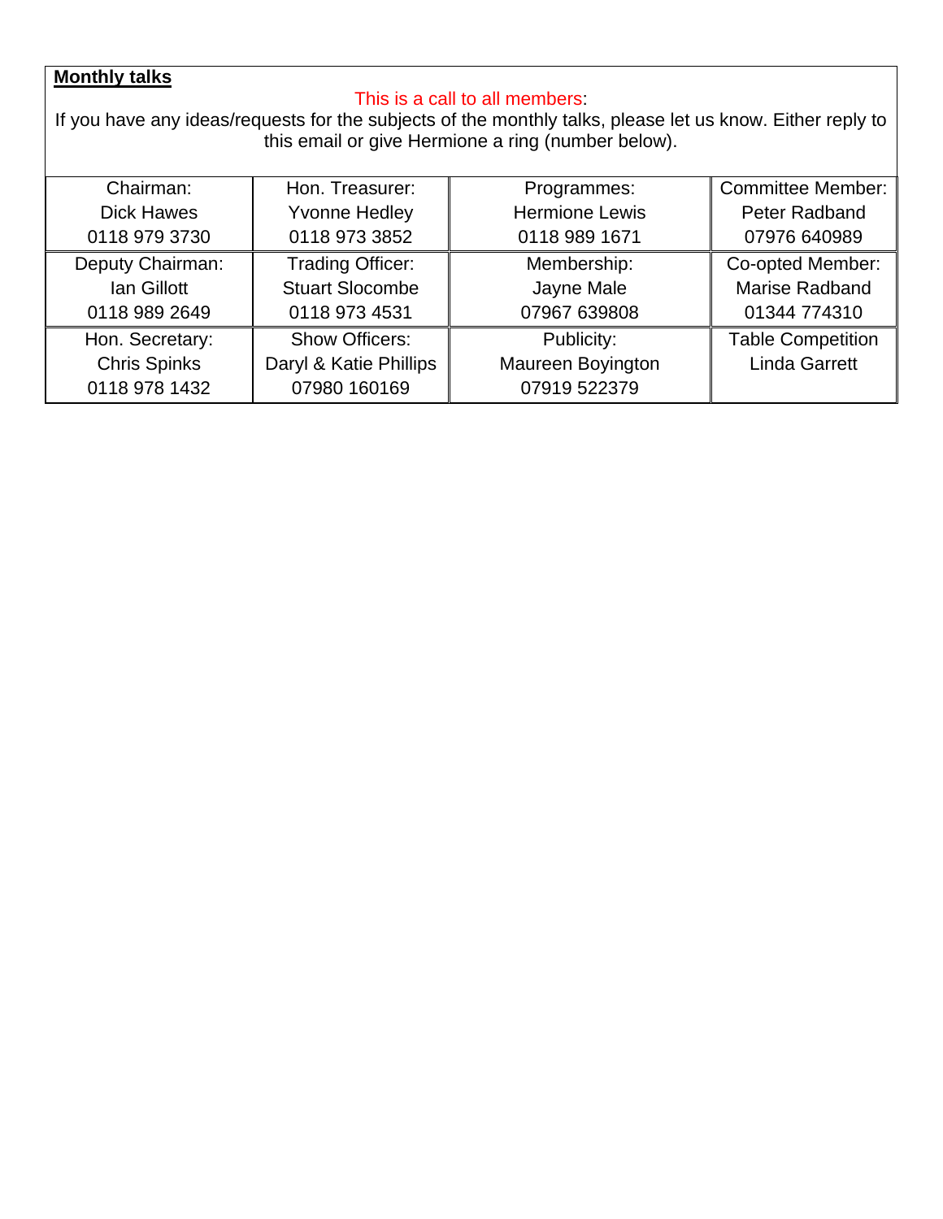**Monthly talks**

This is a call to all members:

If you have any ideas/requests for the subjects of the monthly talks, please let us know. Either reply to this email or give Hermione a ring (number below).

| | | | |
|---|---|---|---|
| Chairman:<br>Dick Hawes<br>0118 979 3730 | Hon. Treasurer:<br>Yvonne Hedley<br>0118 973 3852 | Programmes:<br>Hermione Lewis<br>0118 989 1671 | Committee Member:<br>Peter Radband<br>07976 640989 |
| Deputy Chairman:<br>Ian Gillott<br>0118 989 2649 | Trading Officer:<br>Stuart Slocombe<br>0118 973 4531 | Membership:<br>Jayne Male<br>07967 639808 | Co-opted Member:<br>Marise Radband<br>01344 774310 |
| Hon. Secretary:<br>Chris Spinks<br>0118 978 1432 | Show Officers:<br>Daryl & Katie Phillips<br>07980 160169 | Publicity:<br>Maureen Boyington<br>07919 522379 | Table Competition<br>Linda Garrett |